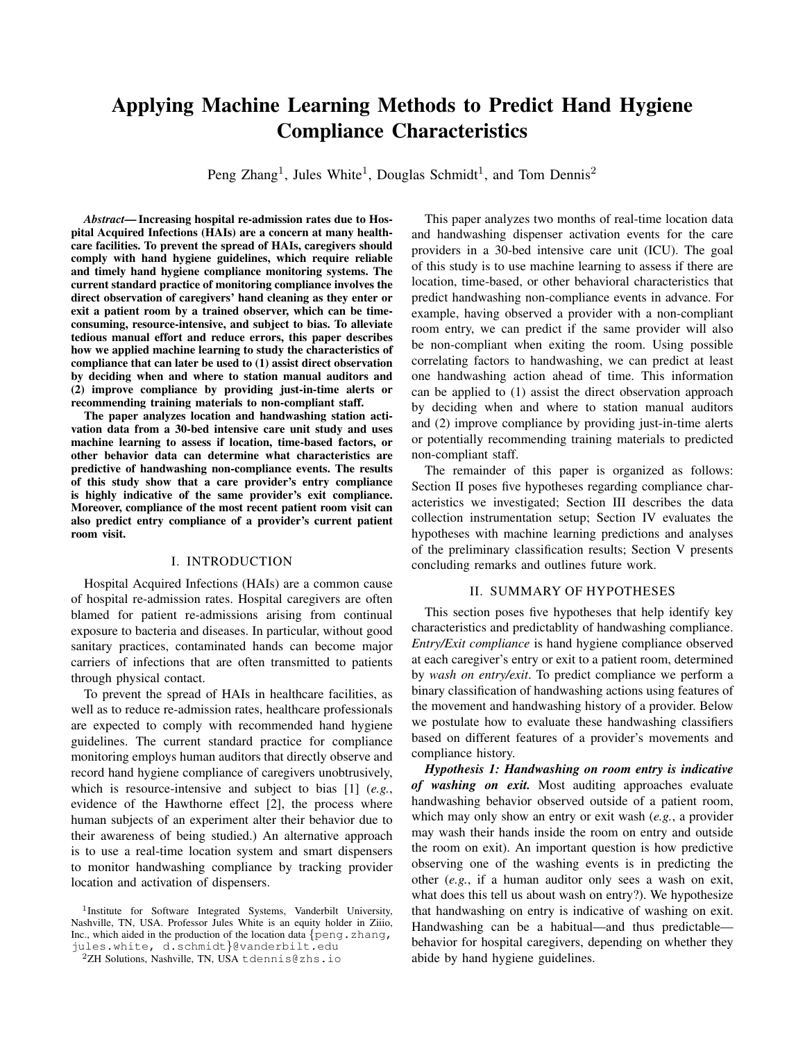# Applying Machine Learning Methods to Predict Hand Hygiene Compliance Characteristics

Peng Zhang[1], Jules White[1], Douglas Schmidt[1], and Tom Dennis[2]

***Abstract*— Increasing hospital re-admission rates due to Hospital Acquired Infections (HAIs) are a concern at many healthcare facilities. To prevent the spread of HAIs, caregivers should comply with hand hygiene guidelines, which require reliable and timely hand hygiene compliance monitoring systems. The current standard practice of monitoring compliance involves the direct observation of caregivers' hand cleaning as they enter or exit a patient room by a trained observer, which can be time-consuming, resource-intensive, and subject to bias. To alleviate tedious manual effort and reduce errors, this paper describes how we applied machine learning to study the characteristics of compliance that can later be used to (1) assist direct observation by deciding when and where to station manual auditors and (2) improve compliance by providing just-in-time alerts or recommending training materials to non-compliant staff.**

**The paper analyzes location and handwashing station activation data from a 30-bed intensive care unit study and uses machine learning to assess if location, time-based factors, or other behavior data can determine what characteristics are predictive of handwashing non-compliance events. The results of this study show that a care provider's entry compliance is highly indicative of the same provider's exit compliance. Moreover, compliance of the most recent patient room visit can also predict entry compliance of a provider's current patient room visit.**

## I. INTRODUCTION

Hospital Acquired Infections (HAIs) are a common cause of hospital re-admission rates. Hospital caregivers are often blamed for patient re-admissions arising from continual exposure to bacteria and diseases. In particular, without good sanitary practices, contaminated hands can become major carriers of infections that are often transmitted to patients through physical contact.

To prevent the spread of HAIs in healthcare facilities, as well as to reduce re-admission rates, healthcare professionals are expected to comply with recommended hand hygiene guidelines. The current standard practice for compliance monitoring employs human auditors that directly observe and record hand hygiene compliance of caregivers unobtrusively, which is resource-intensive and subject to bias [1] (*e.g.*, evidence of the Hawthorne effect [2], the process where human subjects of an experiment alter their behavior due to their awareness of being studied.) An alternative approach is to use a real-time location system and smart dispensers to monitor handwashing compliance by tracking provider location and activation of dispensers.

This paper analyzes two months of real-time location data and handwashing dispenser activation events for the care providers in a 30-bed intensive care unit (ICU). The goal of this study is to use machine learning to assess if there are location, time-based, or other behavioral characteristics that predict handwashing non-compliance events in advance. For example, having observed a provider with a non-compliant room entry, we can predict if the same provider will also be non-compliant when exiting the room. Using possible correlating factors to handwashing, we can predict at least one handwashing action ahead of time. This information can be applied to (1) assist the direct observation approach by deciding when and where to station manual auditors and (2) improve compliance by providing just-in-time alerts or potentially recommending training materials to predicted non-compliant staff.

The remainder of this paper is organized as follows: Section II poses five hypotheses regarding compliance characteristics we investigated; Section III describes the data collection instrumentation setup; Section IV evaluates the hypotheses with machine learning predictions and analyses of the preliminary classification results; Section V presents concluding remarks and outlines future work.

## II. SUMMARY OF HYPOTHESES

This section poses five hypotheses that help identify key characteristics and predictablity of handwashing compliance. *Entry/Exit compliance* is hand hygiene compliance observed at each caregiver's entry or exit to a patient room, determined by *wash on entry/exit*. To predict compliance we perform a binary classification of handwashing actions using features of the movement and handwashing history of a provider. Below we postulate how to evaluate these handwashing classifiers based on different features of a provider's movements and compliance history.

***Hypothesis 1: Handwashing on room entry is indicative of washing on exit.*** Most auditing approaches evaluate handwashing behavior observed outside of a patient room, which may only show an entry or exit wash (*e.g.*, a provider may wash their hands inside the room on entry and outside the room on exit). An important question is how predictive observing one of the washing events is in predicting the other (*e.g.*, if a human auditor only sees a wash on exit, what does this tell us about wash on entry?). We hypothesize that handwashing on entry is indicative of washing on exit. Handwashing can be a habitual—and thus predictable—behavior for hospital caregivers, depending on whether they abide by hand hygiene guidelines.

[1]Institute for Software Integrated Systems, Vanderbilt University, Nashville, TN, USA. Professor Jules White is an equity holder in Ziiio, Inc., which aided in the production of the location data {peng.zhang, jules.white, d.schmidt}@vanderbilt.edu

[2]ZH Solutions, Nashville, TN, USA tdennis@zhs.io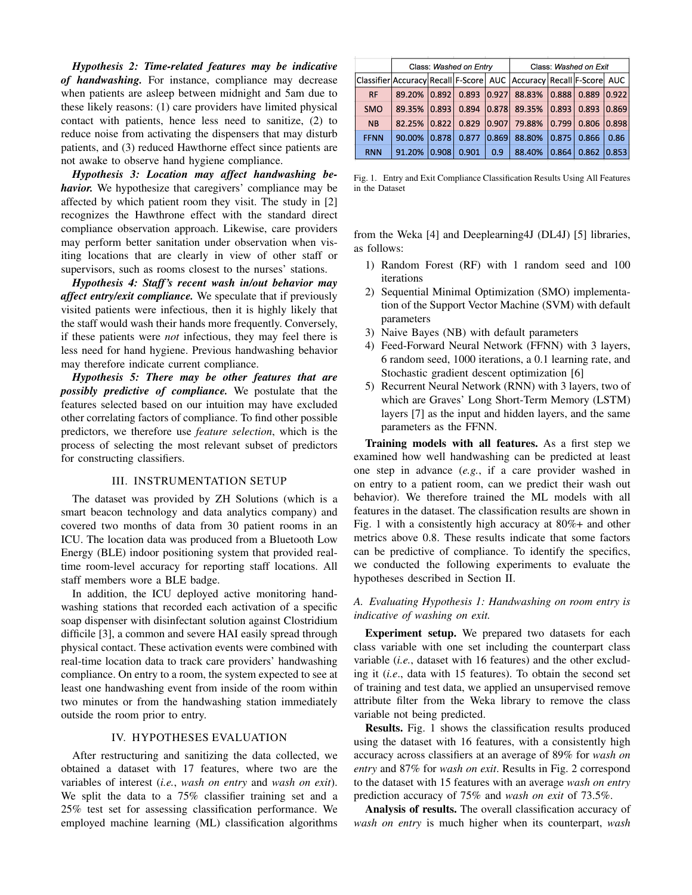***Hypothesis 2: Time-related features may be indicative of handwashing.*** For instance, compliance may decrease when patients are asleep between midnight and 5am due to these likely reasons: (1) care providers have limited physical contact with patients, hence less need to sanitize, (2) to reduce noise from activating the dispensers that may disturb patients, and (3) reduced Hawthorne effect since patients are not awake to observe hand hygiene compliance.

***Hypothesis 3: Location may affect handwashing behavior.*** We hypothesize that caregivers' compliance may be affected by which patient room they visit. The study in [2] recognizes the Hawthrone effect with the standard direct compliance observation approach. Likewise, care providers may perform better sanitation under observation when visiting locations that are clearly in view of other staff or supervisors, such as rooms closest to the nurses' stations.

***Hypothesis 4: Staff's recent wash in/out behavior may affect entry/exit compliance.*** We speculate that if previously visited patients were infectious, then it is highly likely that the staff would wash their hands more frequently. Conversely, if these patients were *not* infectious, they may feel there is less need for hand hygiene. Previous handwashing behavior may therefore indicate current compliance.

***Hypothesis 5: There may be other features that are possibly predictive of compliance.*** We postulate that the features selected based on our intuition may have excluded other correlating factors of compliance. To find other possible predictors, we therefore use *feature selection*, which is the process of selecting the most relevant subset of predictors for constructing classifiers.

## III. Instrumentation Setup

The dataset was provided by ZH Solutions (which is a smart beacon technology and data analytics company) and covered two months of data from 30 patient rooms in an ICU. The location data was produced from a Bluetooth Low Energy (BLE) indoor positioning system that provided real-time room-level accuracy for reporting staff locations. All staff members wore a BLE badge.

In addition, the ICU deployed active monitoring handwashing stations that recorded each activation of a specific soap dispenser with disinfectant solution against Clostridium difficile [3], a common and severe HAI easily spread through physical contact. These activation events were combined with real-time location data to track care providers' handwashing compliance. On entry to a room, the system expected to see at least one handwashing event from inside of the room within two minutes or from the handwashing station immediately outside the room prior to entry.

## IV. Hypotheses Evaluation

After restructuring and sanitizing the data collected, we obtained a dataset with 17 features, where two are the variables of interest (*i.e.*, *wash on entry* and *wash on exit*). We split the data to a 75% classifier training set and a 25% test set for assessing classification performance. We employed machine learning (ML) classification algorithms from the Weka [4] and Deeplearning4J (DL4J) [5] libraries, as follows:

1) Random Forest (RF) with 1 random seed and 100 iterations
2) Sequential Minimal Optimization (SMO) implementation of the Support Vector Machine (SVM) with default parameters
3) Naive Bayes (NB) with default parameters
4) Feed-Forward Neural Network (FFNN) with 3 layers, 6 random seed, 1000 iterations, a 0.1 learning rate, and Stochastic gradient descent optimization [6]
5) Recurrent Neural Network (RNN) with 3 layers, two of which are Graves' Long Short-Term Memory (LSTM) layers [7] as the input and hidden layers, and the same parameters as the FFNN.

| | Class: *Washed on Entry* | | | | Class: *Washed on Exit* | | | |
|---|---|---|---|---|---|---|---|---|
| Classifier | Accuracy | Recall | F-Score | AUC | Accuracy | Recall | F-Score | AUC |
| RF | 89.20% | 0.892 | 0.893 | 0.927 | 88.83% | 0.888 | 0.889 | 0.922 |
| SMO | 89.35% | 0.893 | 0.894 | 0.878 | 89.35% | 0.893 | 0.893 | 0.869 |
| NB | 82.25% | 0.822 | 0.829 | 0.907 | 79.88% | 0.799 | 0.806 | 0.898 |
| FFNN | 90.00% | 0.878 | 0.877 | 0.869 | 88.80% | 0.875 | 0.866 | 0.86 |
| RNN | 91.20% | 0.908 | 0.901 | 0.9 | 88.40% | 0.864 | 0.862 | 0.853 |

Fig. 1. Entry and Exit Compliance Classification Results Using All Features in the Dataset

**Training models with all features.** As a first step we examined how well handwashing can be predicted at least one step in advance (*e.g.*, if a care provider washed in on entry to a patient room, can we predict their wash out behavior). We therefore trained the ML models with all features in the dataset. The classification results are shown in Fig. 1 with a consistently high accuracy at 80%+ and other metrics above 0.8. These results indicate that some factors can be predictive of compliance. To identify the specifics, we conducted the following experiments to evaluate the hypotheses described in Section II.

### A. Evaluating Hypothesis 1: Handwashing on room entry is indicative of washing on exit.

**Experiment setup.** We prepared two datasets for each class variable with one set including the counterpart class variable (*i.e.*, dataset with 16 features) and the other excluding it (*i.e.*, data with 15 features). To obtain the second set of training and test data, we applied an unsupervised remove attribute filter from the Weka library to remove the class variable not being predicted.

**Results.** Fig. 1 shows the classification results produced using the dataset with 16 features, with a consistently high accuracy across classifiers at an average of 89% for *wash on entry* and 87% for *wash on exit*. Results in Fig. 2 correspond to the dataset with 15 features with an average *wash on entry* prediction accuracy of 75% and *wash on exit* of 73.5%.

**Analysis of results.** The overall classification accuracy of *wash on entry* is much higher when its counterpart, *wash*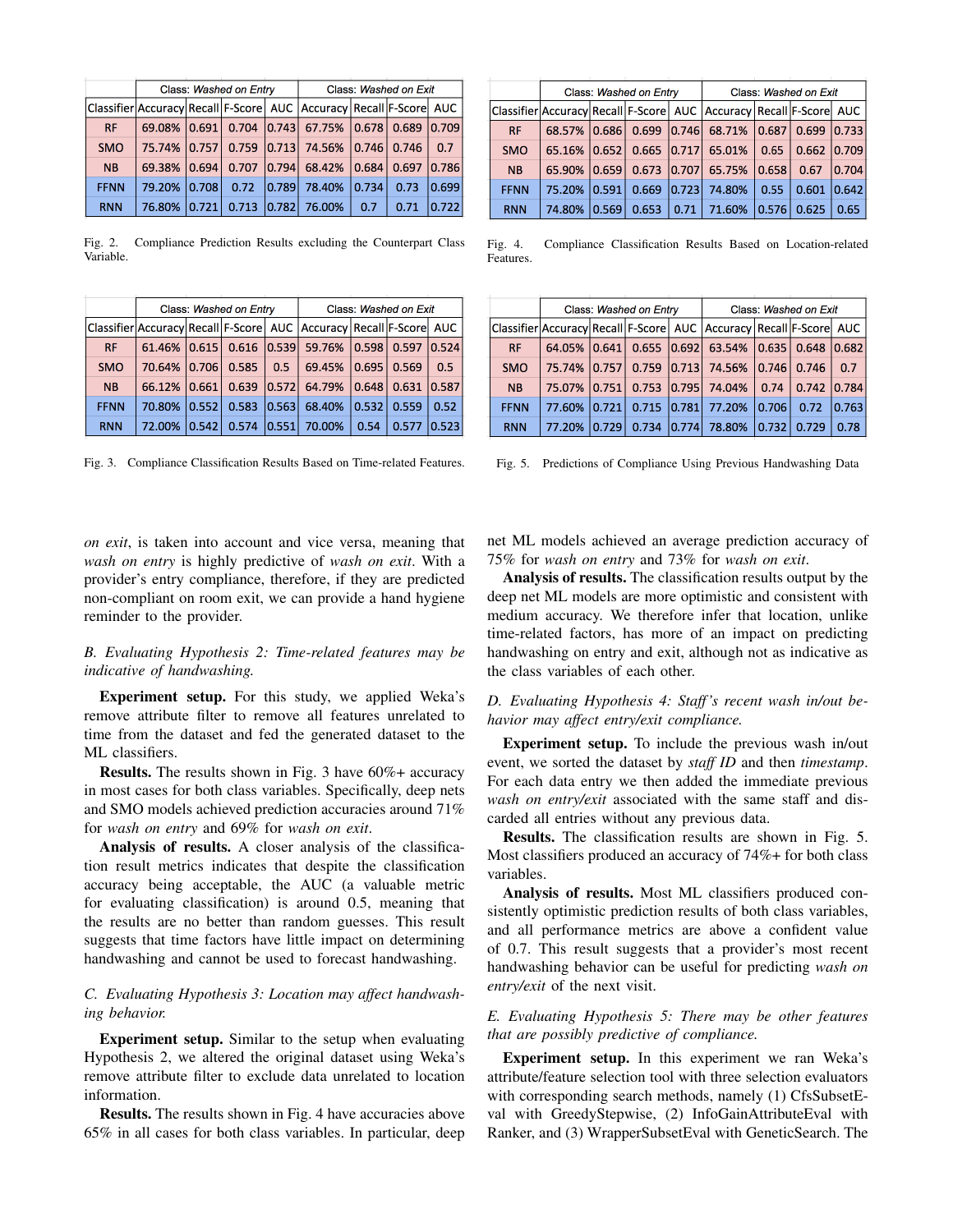| Classifier | Class: *Washed on Entry* | | | | Class: *Washed on Exit* | | | |
|---|---|---|---|---|---|---|---|---|
| | Accuracy | Recall | F-Score | AUC | Accuracy | Recall | F-Score | AUC |
| RF | 69.08% | 0.691 | 0.704 | 0.743 | 67.75% | 0.678 | 0.689 | 0.709 |
| SMO | 75.74% | 0.757 | 0.759 | 0.713 | 74.56% | 0.746 | 0.746 | 0.7 |
| NB | 69.38% | 0.694 | 0.707 | 0.794 | 68.42% | 0.684 | 0.697 | 0.786 |
| FFNN | 79.20% | 0.708 | 0.72 | 0.789 | 78.40% | 0.734 | 0.73 | 0.699 |
| RNN | 76.80% | 0.721 | 0.713 | 0.782 | 76.00% | 0.7 | 0.71 | 0.722 |

Fig. 2. Compliance Prediction Results excluding the Counterpart Class Variable.

| Classifier | Class: *Washed on Entry* | | | | Class: *Washed on Exit* | | | |
|---|---|---|---|---|---|---|---|---|
| | Accuracy | Recall | F-Score | AUC | Accuracy | Recall | F-Score | AUC |
| RF | 61.46% | 0.615 | 0.616 | 0.539 | 59.76% | 0.598 | 0.597 | 0.524 |
| SMO | 70.64% | 0.706 | 0.585 | 0.5 | 69.45% | 0.695 | 0.569 | 0.5 |
| NB | 66.12% | 0.661 | 0.639 | 0.572 | 64.79% | 0.648 | 0.631 | 0.587 |
| FFNN | 70.80% | 0.552 | 0.583 | 0.563 | 68.40% | 0.532 | 0.559 | 0.52 |
| RNN | 72.00% | 0.542 | 0.574 | 0.551 | 70.00% | 0.54 | 0.577 | 0.523 |

Fig. 3. Compliance Classification Results Based on Time-related Features.

| Classifier | Class: *Washed on Entry* | | | | Class: *Washed on Exit* | | | |
|---|---|---|---|---|---|---|---|---|
| | Accuracy | Recall | F-Score | AUC | Accuracy | Recall | F-Score | AUC |
| RF | 68.57% | 0.686 | 0.699 | 0.746 | 68.71% | 0.687 | 0.699 | 0.733 |
| SMO | 65.16% | 0.652 | 0.665 | 0.717 | 65.01% | 0.65 | 0.662 | 0.709 |
| NB | 65.90% | 0.659 | 0.673 | 0.707 | 65.75% | 0.658 | 0.67 | 0.704 |
| FFNN | 75.20% | 0.591 | 0.669 | 0.723 | 74.80% | 0.55 | 0.601 | 0.642 |
| RNN | 74.80% | 0.569 | 0.653 | 0.71 | 71.60% | 0.576 | 0.625 | 0.65 |

Fig. 4. Compliance Classification Results Based on Location-related Features.

| Classifier | Class: *Washed on Entry* | | | | Class: *Washed on Exit* | | | |
|---|---|---|---|---|---|---|---|---|
| | Accuracy | Recall | F-Score | AUC | Accuracy | Recall | F-Score | AUC |
| RF | 64.05% | 0.641 | 0.655 | 0.692 | 63.54% | 0.635 | 0.648 | 0.682 |
| SMO | 75.74% | 0.757 | 0.759 | 0.713 | 74.56% | 0.746 | 0.746 | 0.7 |
| NB | 75.07% | 0.751 | 0.753 | 0.795 | 74.04% | 0.74 | 0.742 | 0.784 |
| FFNN | 77.60% | 0.721 | 0.715 | 0.781 | 77.20% | 0.706 | 0.72 | 0.763 |
| RNN | 77.20% | 0.729 | 0.734 | 0.774 | 78.80% | 0.732 | 0.729 | 0.78 |

Fig. 5. Predictions of Compliance Using Previous Handwashing Data

*on exit*, is taken into account and vice versa, meaning that *wash on entry* is highly predictive of *wash on exit*. With a provider's entry compliance, therefore, if they are predicted non-compliant on room exit, we can provide a hand hygiene reminder to the provider.

### B. Evaluating Hypothesis 2: Time-related features may be indicative of handwashing.

**Experiment setup.** For this study, we applied Weka's remove attribute filter to remove all features unrelated to time from the dataset and fed the generated dataset to the ML classifiers.

**Results.** The results shown in Fig. 3 have 60%+ accuracy in most cases for both class variables. Specifically, deep nets and SMO models achieved prediction accuracies around 71% for *wash on entry* and 69% for *wash on exit*.

**Analysis of results.** A closer analysis of the classification result metrics indicates that despite the classification accuracy being acceptable, the AUC (a valuable metric for evaluating classification) is around 0.5, meaning that the results are no better than random guesses. This result suggests that time factors have little impact on determining handwashing and cannot be used to forecast handwashing.

### C. Evaluating Hypothesis 3: Location may affect handwashing behavior.

**Experiment setup.** Similar to the setup when evaluating Hypothesis 2, we altered the original dataset using Weka's remove attribute filter to exclude data unrelated to location information.

**Results.** The results shown in Fig. 4 have accuracies above 65% in all cases for both class variables. In particular, deep net ML models achieved an average prediction accuracy of 75% for *wash on entry* and 73% for *wash on exit*.

**Analysis of results.** The classification results output by the deep net ML models are more optimistic and consistent with medium accuracy. We therefore infer that location, unlike time-related factors, has more of an impact on predicting handwashing on entry and exit, although not as indicative as the class variables of each other.

### D. Evaluating Hypothesis 4: Staff's recent wash in/out behavior may affect entry/exit compliance.

**Experiment setup.** To include the previous wash in/out event, we sorted the dataset by *staff ID* and then *timestamp*. For each data entry we then added the immediate previous *wash on entry/exit* associated with the same staff and discarded all entries without any previous data.

**Results.** The classification results are shown in Fig. 5. Most classifiers produced an accuracy of 74%+ for both class variables.

**Analysis of results.** Most ML classifiers produced consistently optimistic prediction results of both class variables, and all performance metrics are above a confident value of 0.7. This result suggests that a provider's most recent handwashing behavior can be useful for predicting *wash on entry/exit* of the next visit.

### E. Evaluating Hypothesis 5: There may be other features that are possibly predictive of compliance.

**Experiment setup.** In this experiment we ran Weka's attribute/feature selection tool with three selection evaluators with corresponding search methods, namely (1) CfsSubsetEval with GreedyStepwise, (2) InfoGainAttributeEval with Ranker, and (3) WrapperSubsetEval with GeneticSearch. The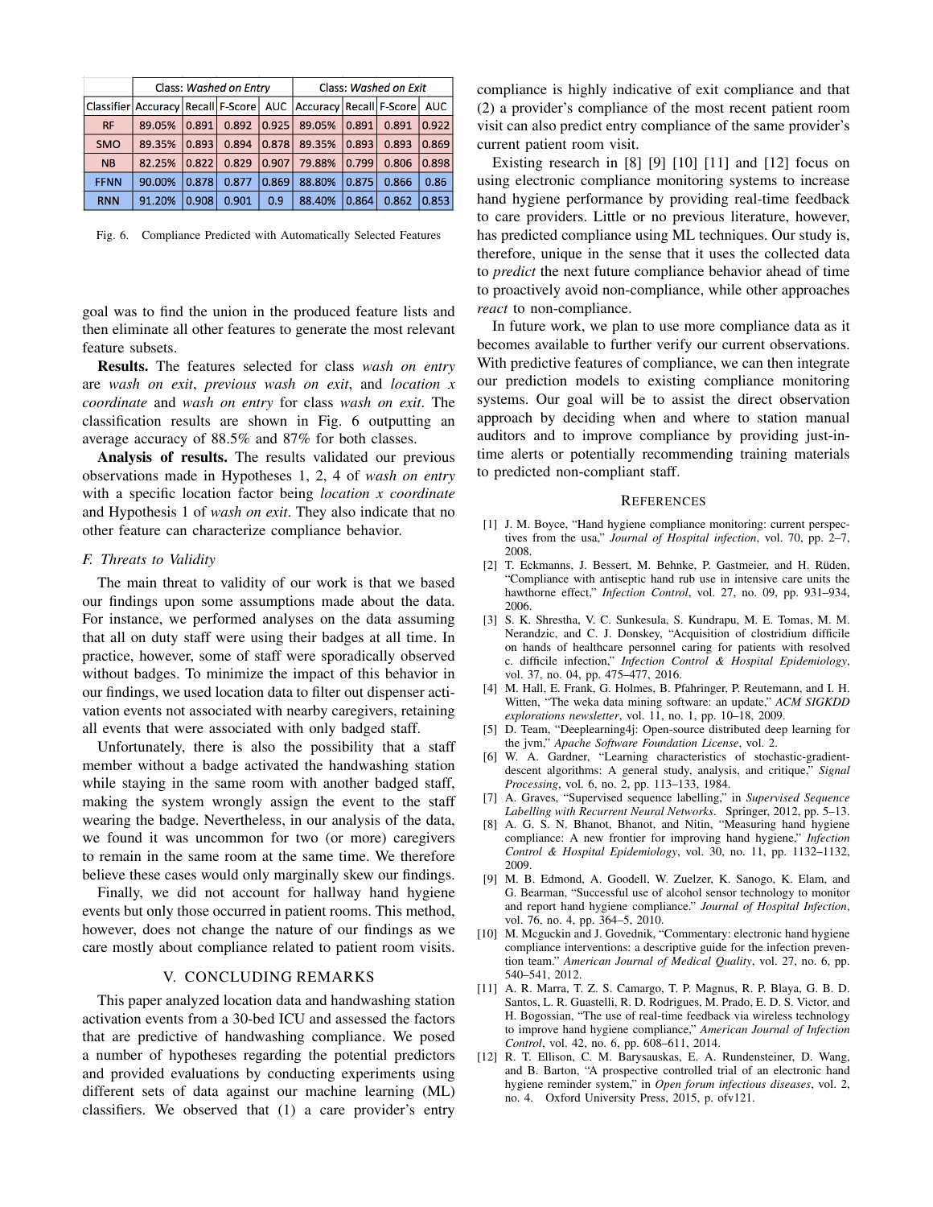| | Class: *Washed on Entry* | | | | Class: *Washed on Exit* | | | |
|---|---|---|---|---|---|---|---|---|
| Classifier | Accuracy | Recall | F-Score | AUC | Accuracy | Recall | F-Score | AUC |
| RF | 89.05% | 0.891 | 0.892 | 0.925 | 89.05% | 0.891 | 0.891 | 0.922 |
| SMO | 89.35% | 0.893 | 0.894 | 0.878 | 89.35% | 0.893 | 0.893 | 0.869 |
| NB | 82.25% | 0.822 | 0.829 | 0.907 | 79.88% | 0.799 | 0.806 | 0.898 |
| FFNN | 90.00% | 0.878 | 0.877 | 0.869 | 88.80% | 0.875 | 0.866 | 0.86 |
| RNN | 91.20% | 0.908 | 0.901 | 0.9 | 88.40% | 0.864 | 0.862 | 0.853 |

Fig. 6. Compliance Predicted with Automatically Selected Features

goal was to find the union in the produced feature lists and then eliminate all other features to generate the most relevant feature subsets.

**Results.** The features selected for class *wash on entry* are *wash on exit*, *previous wash on exit*, and *location x coordinate* and *wash on entry* for class *wash on exit*. The classification results are shown in Fig. 6 outputting an average accuracy of 88.5% and 87% for both classes.

**Analysis of results.** The results validated our previous observations made in Hypotheses 1, 2, 4 of *wash on entry* with a specific location factor being *location x coordinate* and Hypothesis 1 of *wash on exit*. They also indicate that no other feature can characterize compliance behavior.

### F. Threats to Validity

The main threat to validity of our work is that we based our findings upon some assumptions made about the data. For instance, we performed analyses on the data assuming that all on duty staff were using their badges at all time. In practice, however, some of staff were sporadically observed without badges. To minimize the impact of this behavior in our findings, we used location data to filter out dispenser activation events not associated with nearby caregivers, retaining all events that were associated with only badged staff.

Unfortunately, there is also the possibility that a staff member without a badge activated the handwashing station while staying in the same room with another badged staff, making the system wrongly assign the event to the staff wearing the badge. Nevertheless, in our analysis of the data, we found it was uncommon for two (or more) caregivers to remain in the same room at the same time. We therefore believe these cases would only marginally skew our findings.

Finally, we did not account for hallway hand hygiene events but only those occurred in patient rooms. This method, however, does not change the nature of our findings as we care mostly about compliance related to patient room visits.

## V. Concluding Remarks

This paper analyzed location data and handwashing station activation events from a 30-bed ICU and assessed the factors that are predictive of handwashing compliance. We posed a number of hypotheses regarding the potential predictors and provided evaluations by conducting experiments using different sets of data against our machine learning (ML) classifiers. We observed that (1) a care provider's entry compliance is highly indicative of exit compliance and that (2) a provider's compliance of the most recent patient room visit can also predict entry compliance of the same provider's current patient room visit.

Existing research in [8] [9] [10] [11] and [12] focus on using electronic compliance monitoring systems to increase hand hygiene performance by providing real-time feedback to care providers. Little or no previous literature, however, has predicted compliance using ML techniques. Our study is, therefore, unique in the sense that it uses the collected data to *predict* the next future compliance behavior ahead of time to proactively avoid non-compliance, while other approaches *react* to non-compliance.

In future work, we plan to use more compliance data as it becomes available to further verify our current observations. With predictive features of compliance, we can then integrate our prediction models to existing compliance monitoring systems. Our goal will be to assist the direct observation approach by deciding when and where to station manual auditors and to improve compliance by providing just-in-time alerts or potentially recommending training materials to predicted non-compliant staff.

## References

[1] J. M. Boyce, "Hand hygiene compliance monitoring: current perspectives from the usa," *Journal of Hospital infection*, vol. 70, pp. 2–7, 2008.

[2] T. Eckmanns, J. Bessert, M. Behnke, P. Gastmeier, and H. Rüden, "Compliance with antiseptic hand rub use in intensive care units the hawthorne effect," *Infection Control*, vol. 27, no. 09, pp. 931–934, 2006.

[3] S. K. Shrestha, V. C. Sunkesula, S. Kundrapu, M. E. Tomas, M. M. Nerandzic, and C. J. Donskey, "Acquisition of clostridium difficile on hands of healthcare personnel caring for patients with resolved c. difficile infection," *Infection Control & Hospital Epidemiology*, vol. 37, no. 04, pp. 475–477, 2016.

[4] M. Hall, E. Frank, G. Holmes, B. Pfahringer, P. Reutemann, and I. H. Witten, "The weka data mining software: an update," *ACM SIGKDD explorations newsletter*, vol. 11, no. 1, pp. 10–18, 2009.

[5] D. Team, "Deeplearning4j: Open-source distributed deep learning for the jvm," *Apache Software Foundation License*, vol. 2.

[6] W. A. Gardner, "Learning characteristics of stochastic-gradient-descent algorithms: A general study, analysis, and critique," *Signal Processing*, vol. 6, no. 2, pp. 113–133, 1984.

[7] A. Graves, "Supervised sequence labelling," in *Supervised Sequence Labelling with Recurrent Neural Networks*. Springer, 2012, pp. 5–13.

[8] A. G. S. N. Bhanot, Bhanot, and Nitin, "Measuring hand hygiene compliance: A new frontier for improving hand hygiene," *Infection Control & Hospital Epidemiology*, vol. 30, no. 11, pp. 1132–1132, 2009.

[9] M. B. Edmond, A. Goodell, W. Zuelzer, K. Sanogo, K. Elam, and G. Bearman, "Successful use of alcohol sensor technology to monitor and report hand hygiene compliance." *Journal of Hospital Infection*, vol. 76, no. 4, pp. 364–5, 2010.

[10] M. Mcguckin and J. Govednik, "Commentary: electronic hand hygiene compliance interventions: a descriptive guide for the infection prevention team." *American Journal of Medical Quality*, vol. 27, no. 6, pp. 540–541, 2012.

[11] A. R. Marra, T. Z. S. Camargo, T. P. Magnus, R. P. Blaya, G. B. D. Santos, L. R. Guastelli, R. D. Rodrigues, M. Prado, E. D. S. Victor, and H. Bogossian, "The use of real-time feedback via wireless technology to improve hand hygiene compliance," *American Journal of Infection Control*, vol. 42, no. 6, pp. 608–611, 2014.

[12] R. T. Ellison, C. M. Barysauskas, E. A. Rundensteiner, D. Wang, and B. Barton, "A prospective controlled trial of an electronic hand hygiene reminder system," in *Open forum infectious diseases*, vol. 2, no. 4. Oxford University Press, 2015, p. ofv121.